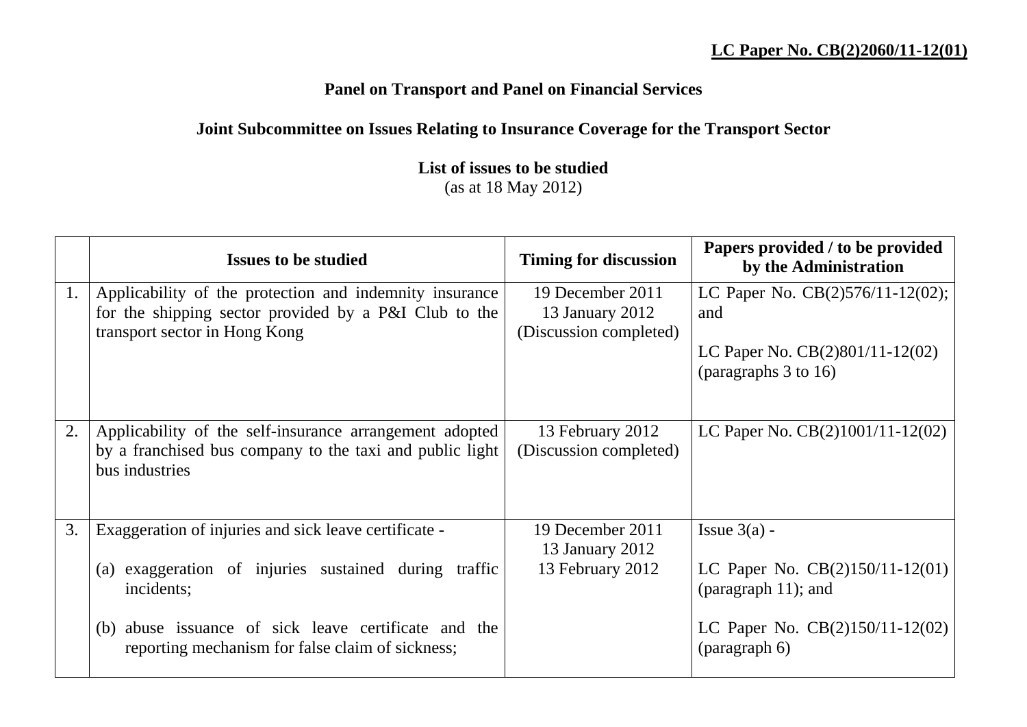**LC Paper No. CB(2)2060/11-12(01)**

**Panel on Transport and Panel on Financial Services**

**Joint Subcommittee on Issues Relating to Insurance Coverage for the Transport Sector**

**List of issues to be studied**
(as at 18 May 2012)

| | **Issues to be studied** | **Timing for discussion** | **Papers provided / to be provided by the Administration** |
|---|---|---|---|
| 1. | Applicability of the protection and indemnity insurance for the shipping sector provided by a P&I Club to the transport sector in Hong Kong | 19 December 2011<br>13 January 2012<br>(Discussion completed) | LC Paper No. CB(2)576/11-12(02); and<br><br>LC Paper No. CB(2)801/11-12(02) (paragraphs 3 to 16) |
| 2. | Applicability of the self-insurance arrangement adopted by a franchised bus company to the taxi and public light bus industries | 13 February 2012<br>(Discussion completed) | LC Paper No. CB(2)1001/11-12(02) |
| 3. | Exaggeration of injuries and sick leave certificate -<br><br>(a) exaggeration of injuries sustained during traffic incidents;<br><br>(b) abuse issuance of sick leave certificate and the reporting mechanism for false claim of sickness; | 19 December 2011<br>13 January 2012<br>13 February 2012 | Issue 3(a) -<br><br>LC Paper No. CB(2)150/11-12(01) (paragraph 11); and<br><br>LC Paper No. CB(2)150/11-12(02) (paragraph 6) |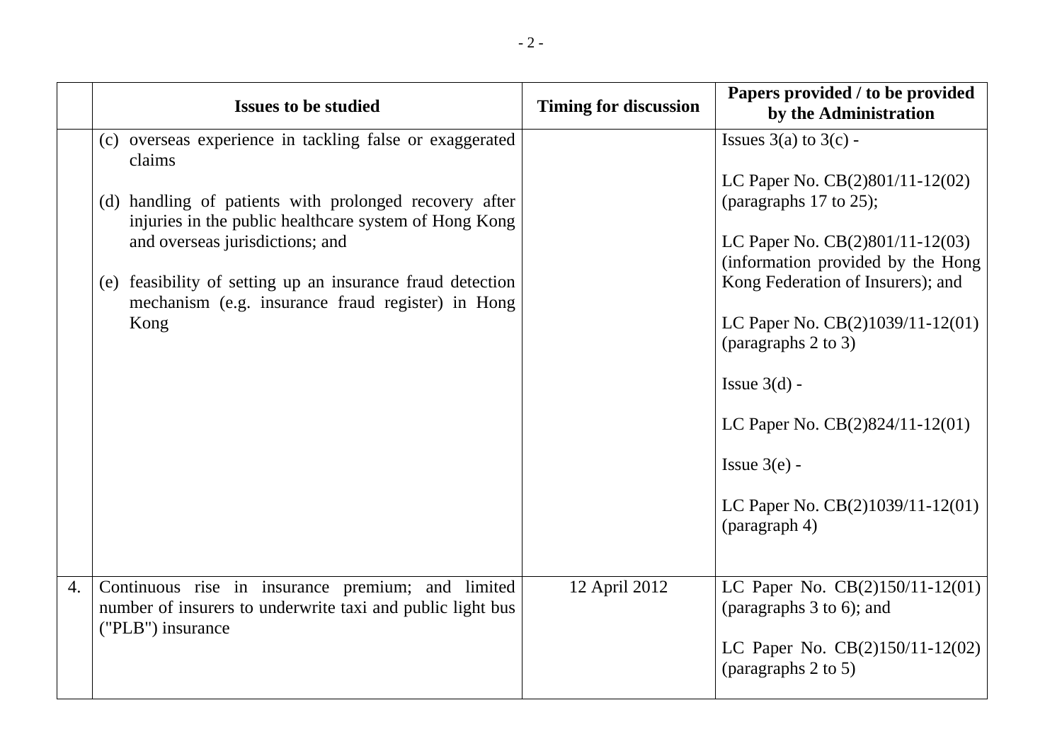| | Issues to be studied | Timing for discussion | Papers provided / to be provided by the Administration |
|---|---|---|---|
| | (c) overseas experience in tackling false or exaggerated claims<br><br>(d) handling of patients with prolonged recovery after injuries in the public healthcare system of Hong Kong and overseas jurisdictions; and<br><br>(e) feasibility of setting up an insurance fraud detection mechanism (e.g. insurance fraud register) in Hong Kong | | Issues 3(a) to 3(c) -<br><br>LC Paper No. CB(2)801/11-12(02) (paragraphs 17 to 25);<br><br>LC Paper No. CB(2)801/11-12(03) (information provided by the Hong Kong Federation of Insurers); and<br><br>LC Paper No. CB(2)1039/11-12(01) (paragraphs 2 to 3)<br><br>Issue 3(d) -<br><br>LC Paper No. CB(2)824/11-12(01)<br><br>Issue 3(e) -<br><br>LC Paper No. CB(2)1039/11-12(01) (paragraph 4) |
| 4. | Continuous rise in insurance premium; and limited number of insurers to underwrite taxi and public light bus ("PLB") insurance | 12 April 2012 | LC Paper No. CB(2)150/11-12(01) (paragraphs 3 to 6); and<br><br>LC Paper No. CB(2)150/11-12(02) (paragraphs 2 to 5) |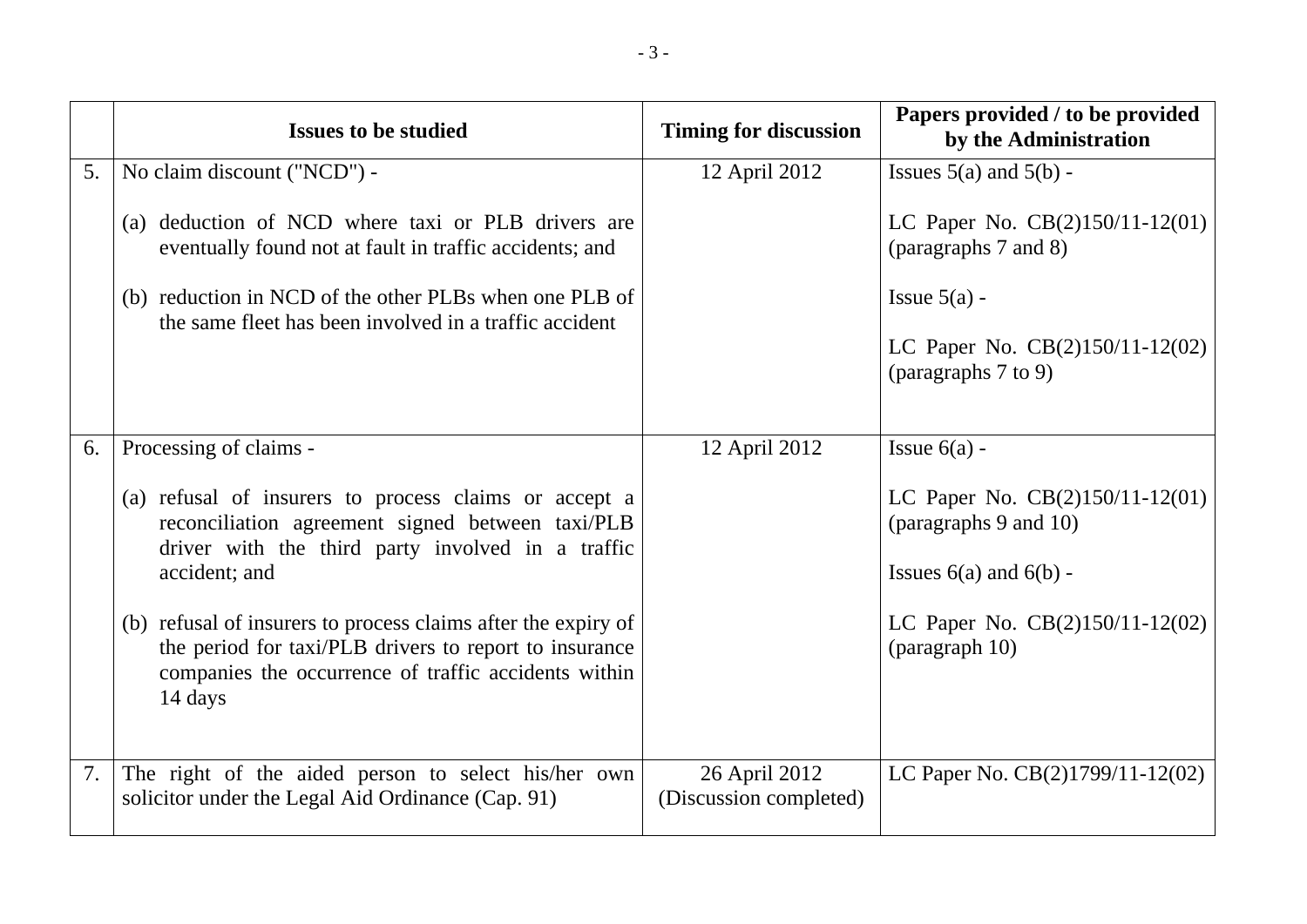| | Issues to be studied | Timing for discussion | Papers provided / to be provided by the Administration |
|---|---|---|---|
| 5. | No claim discount ("NCD") -<br><br>(a) deduction of NCD where taxi or PLB drivers are eventually found not at fault in traffic accidents; and<br><br>(b) reduction in NCD of the other PLBs when one PLB of the same fleet has been involved in a traffic accident | 12 April 2012 | Issues 5(a) and 5(b) -<br><br>LC Paper No. CB(2)150/11-12(01) (paragraphs 7 and 8)<br><br>Issue 5(a) -<br><br>LC Paper No. CB(2)150/11-12(02) (paragraphs 7 to 9) |
| 6. | Processing of claims -<br><br>(a) refusal of insurers to process claims or accept a reconciliation agreement signed between taxi/PLB driver with the third party involved in a traffic accident; and<br><br>(b) refusal of insurers to process claims after the expiry of the period for taxi/PLB drivers to report to insurance companies the occurrence of traffic accidents within 14 days | 12 April 2012 | Issue 6(a) -<br><br>LC Paper No. CB(2)150/11-12(01) (paragraphs 9 and 10)<br><br>Issues 6(a) and 6(b) -<br><br>LC Paper No. CB(2)150/11-12(02) (paragraph 10) |
| 7. | The right of the aided person to select his/her own solicitor under the Legal Aid Ordinance (Cap. 91) | 26 April 2012<br>(Discussion completed) | LC Paper No. CB(2)1799/11-12(02) |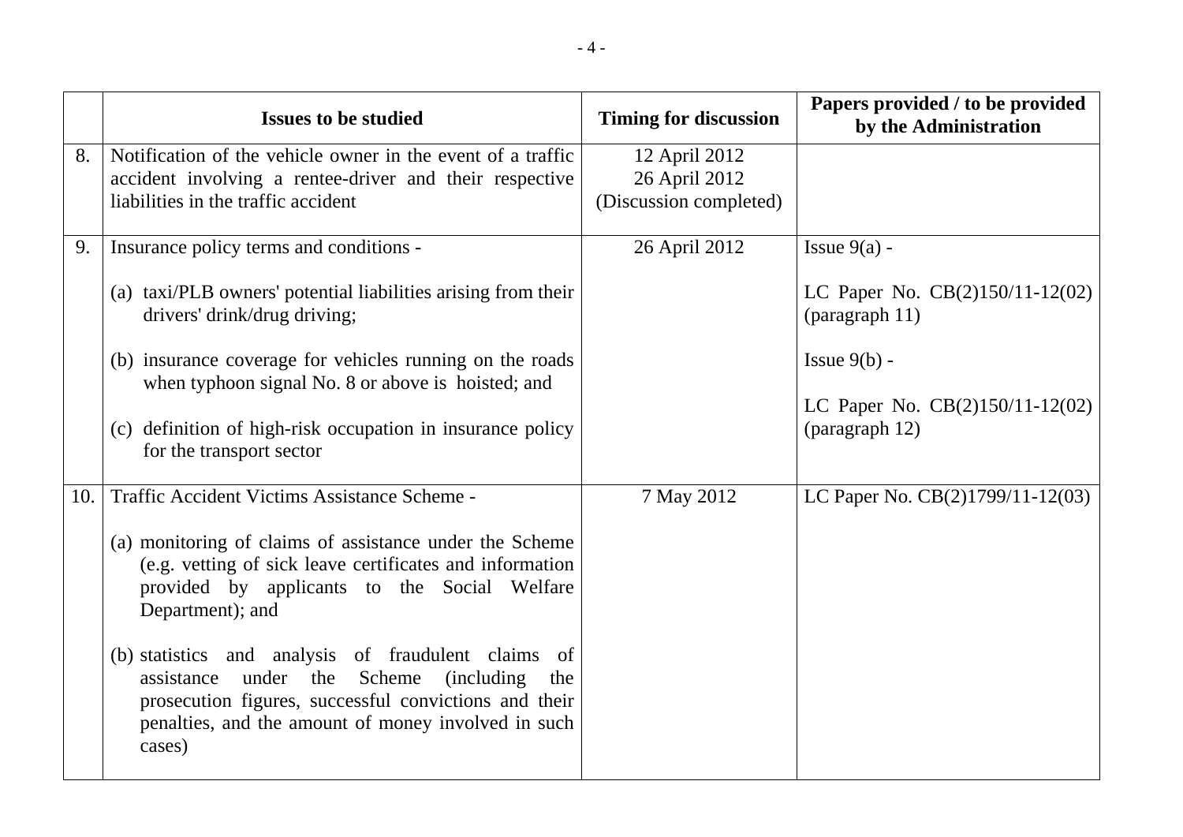|  | Issues to be studied | Timing for discussion | Papers provided / to be provided by the Administration |
|---|---|---|---|
| 8. | Notification of the vehicle owner in the event of a traffic accident involving a rentee-driver and their respective liabilities in the traffic accident | 12 April 2012<br>26 April 2012<br>(Discussion completed) |  |
| 9. | Insurance policy terms and conditions -<br><br>(a) taxi/PLB owners' potential liabilities arising from their drivers' drink/drug driving;<br><br>(b) insurance coverage for vehicles running on the roads when typhoon signal No. 8 or above is hoisted; and<br><br>(c) definition of high-risk occupation in insurance policy for the transport sector | 26 April 2012 | Issue 9(a) -<br><br>LC Paper No. CB(2)150/11-12(02) (paragraph 11)<br><br>Issue 9(b) -<br><br>LC Paper No. CB(2)150/11-12(02) (paragraph 12) |
| 10. | Traffic Accident Victims Assistance Scheme -<br><br>(a) monitoring of claims of assistance under the Scheme (e.g. vetting of sick leave certificates and information provided by applicants to the Social Welfare Department); and<br><br>(b) statistics and analysis of fraudulent claims of assistance under the Scheme (including the prosecution figures, successful convictions and their penalties, and the amount of money involved in such cases) | 7 May 2012 | LC Paper No. CB(2)1799/11-12(03) |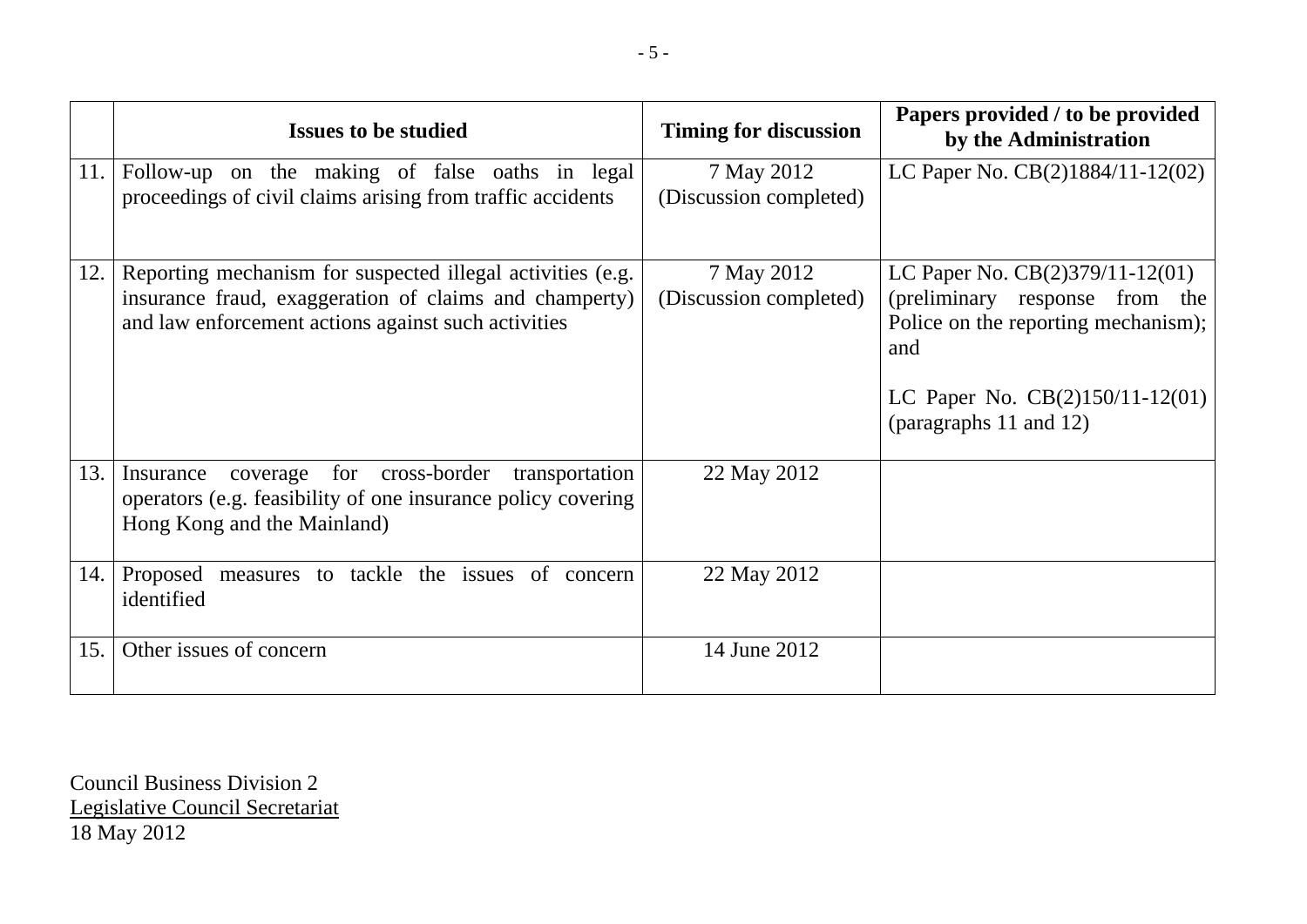| | Issues to be studied | Timing for discussion | Papers provided / to be provided by the Administration |
|---|---|---|---|
| 11. | Follow-up on the making of false oaths in legal proceedings of civil claims arising from traffic accidents | 7 May 2012 (Discussion completed) | LC Paper No. CB(2)1884/11-12(02) |
| 12. | Reporting mechanism for suspected illegal activities (e.g. insurance fraud, exaggeration of claims and champerty) and law enforcement actions against such activities | 7 May 2012 (Discussion completed) | LC Paper No. CB(2)379/11-12(01) (preliminary response from the Police on the reporting mechanism); and<br><br>LC Paper No. CB(2)150/11-12(01) (paragraphs 11 and 12) |
| 13. | Insurance coverage for cross-border transportation operators (e.g. feasibility of one insurance policy covering Hong Kong and the Mainland) | 22 May 2012 | |
| 14. | Proposed measures to tackle the issues of concern identified | 22 May 2012 | |
| 15. | Other issues of concern | 14 June 2012 | |

Council Business Division 2
Legislative Council Secretariat
18 May 2012